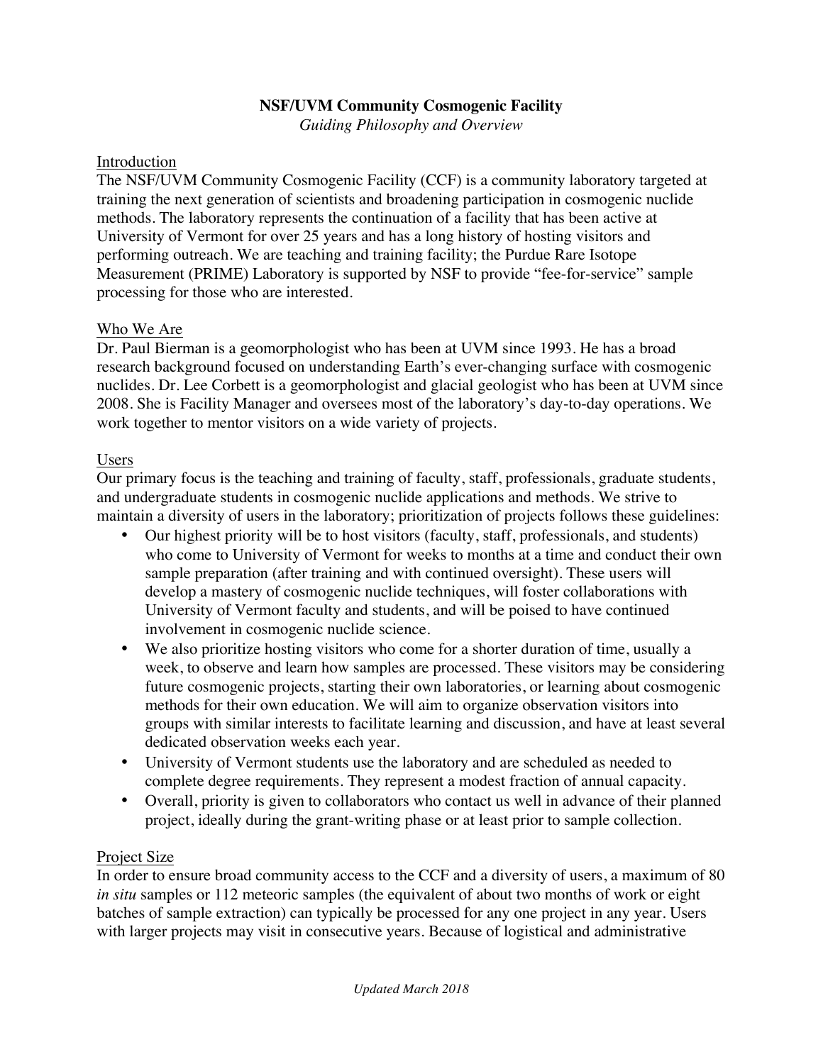# NSF/UVM Community Cosmogenic Facility

*Guiding Philosophy and Overview*

## Introduction

The NSF/UVM Community Cosmogenic Facility (CCF) is a community laboratory targeted at training the next generation of scientists and broadening participation in cosmogenic nuclide methods. The laboratory represents the continuation of a facility that has been active at University of Vermont for over 25 years and has a long history of hosting visitors and performing outreach. We are teaching and training facility; the Purdue Rare Isotope Measurement (PRIME) Laboratory is supported by NSF to provide "fee-for-service" sample processing for those who are interested.

## Who We Are

Dr. Paul Bierman is a geomorphologist who has been at UVM since 1993. He has a broad research background focused on understanding Earth's ever-changing surface with cosmogenic nuclides. Dr. Lee Corbett is a geomorphologist and glacial geologist who has been at UVM since 2008. She is Facility Manager and oversees most of the laboratory's day-to-day operations. We work together to mentor visitors on a wide variety of projects.

## Users

Our primary focus is the teaching and training of faculty, staff, professionals, graduate students, and undergraduate students in cosmogenic nuclide applications and methods. We strive to maintain a diversity of users in the laboratory; prioritization of projects follows these guidelines:

- Our highest priority will be to host visitors (faculty, staff, professionals, and students) who come to University of Vermont for weeks to months at a time and conduct their own sample preparation (after training and with continued oversight). These users will develop a mastery of cosmogenic nuclide techniques, will foster collaborations with University of Vermont faculty and students, and will be poised to have continued involvement in cosmogenic nuclide science.
- We also prioritize hosting visitors who come for a shorter duration of time, usually a week, to observe and learn how samples are processed. These visitors may be considering future cosmogenic projects, starting their own laboratories, or learning about cosmogenic methods for their own education. We will aim to organize observation visitors into groups with similar interests to facilitate learning and discussion, and have at least several dedicated observation weeks each year.
- University of Vermont students use the laboratory and are scheduled as needed to complete degree requirements. They represent a modest fraction of annual capacity.
- Overall, priority is given to collaborators who contact us well in advance of their planned project, ideally during the grant-writing phase or at least prior to sample collection.

## Project Size

In order to ensure broad community access to the CCF and a diversity of users, a maximum of 80 *in situ* samples or 112 meteoric samples (the equivalent of about two months of work or eight batches of sample extraction) can typically be processed for any one project in any year. Users with larger projects may visit in consecutive years. Because of logistical and administrative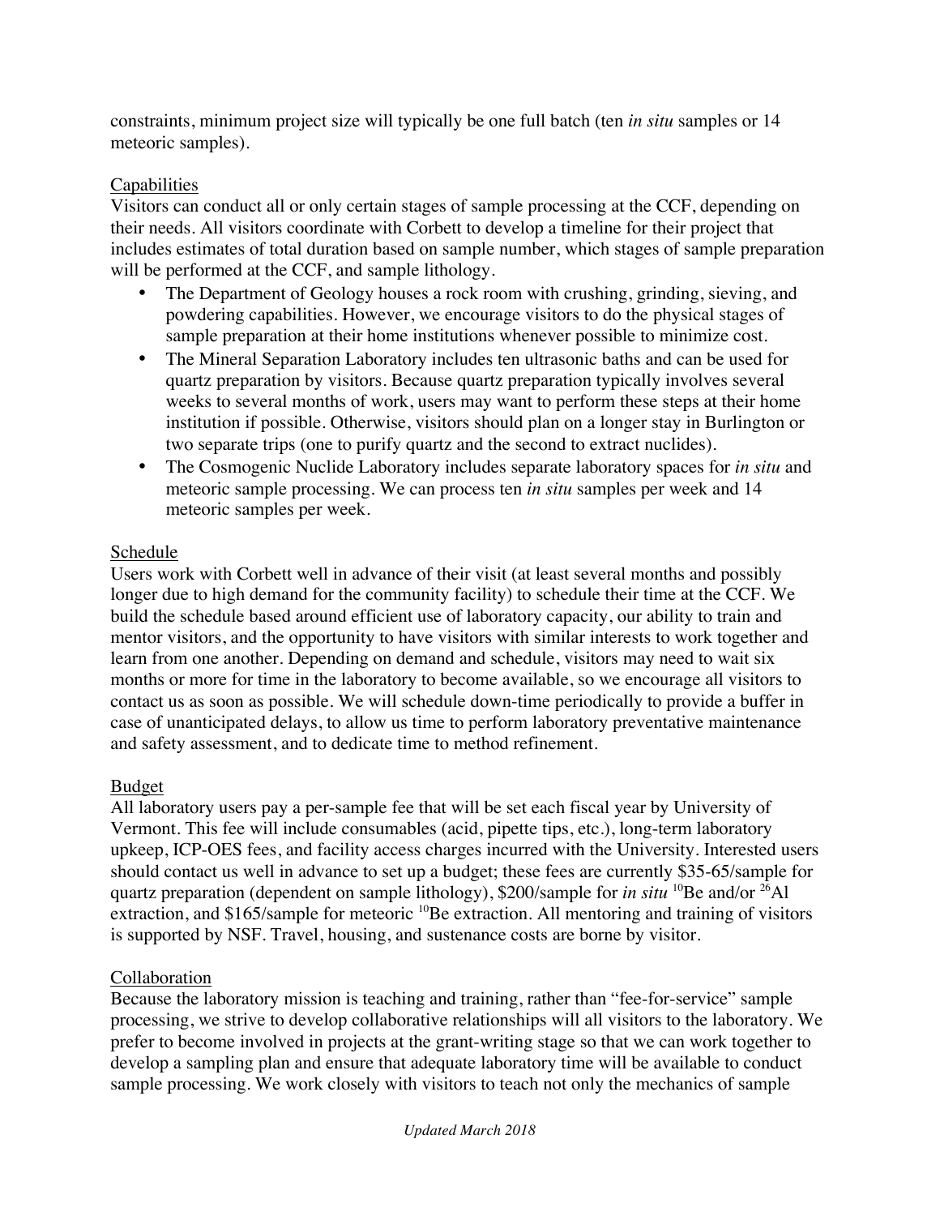constraints, minimum project size will typically be one full batch (ten *in situ* samples or 14 meteoric samples).

Capabilities

Visitors can conduct all or only certain stages of sample processing at the CCF, depending on their needs. All visitors coordinate with Corbett to develop a timeline for their project that includes estimates of total duration based on sample number, which stages of sample preparation will be performed at the CCF, and sample lithology.

- The Department of Geology houses a rock room with crushing, grinding, sieving, and powdering capabilities. However, we encourage visitors to do the physical stages of sample preparation at their home institutions whenever possible to minimize cost.
- The Mineral Separation Laboratory includes ten ultrasonic baths and can be used for quartz preparation by visitors. Because quartz preparation typically involves several weeks to several months of work, users may want to perform these steps at their home institution if possible. Otherwise, visitors should plan on a longer stay in Burlington or two separate trips (one to purify quartz and the second to extract nuclides).
- The Cosmogenic Nuclide Laboratory includes separate laboratory spaces for *in situ* and meteoric sample processing. We can process ten *in situ* samples per week and 14 meteoric samples per week.

Schedule

Users work with Corbett well in advance of their visit (at least several months and possibly longer due to high demand for the community facility) to schedule their time at the CCF. We build the schedule based around efficient use of laboratory capacity, our ability to train and mentor visitors, and the opportunity to have visitors with similar interests to work together and learn from one another. Depending on demand and schedule, visitors may need to wait six months or more for time in the laboratory to become available, so we encourage all visitors to contact us as soon as possible. We will schedule down-time periodically to provide a buffer in case of unanticipated delays, to allow us time to perform laboratory preventative maintenance and safety assessment, and to dedicate time to method refinement.

Budget

All laboratory users pay a per-sample fee that will be set each fiscal year by University of Vermont. This fee will include consumables (acid, pipette tips, etc.), long-term laboratory upkeep, ICP-OES fees, and facility access charges incurred with the University. Interested users should contact us well in advance to set up a budget; these fees are currently \$35-65/sample for quartz preparation (dependent on sample lithology), \$200/sample for *in situ* $^{10}Be$ and/or $^{26}Al$ extraction, and \$165/sample for meteoric $^{10}Be$ extraction. All mentoring and training of visitors is supported by NSF. Travel, housing, and sustenance costs are borne by visitor.

Collaboration

Because the laboratory mission is teaching and training, rather than "fee-for-service" sample processing, we strive to develop collaborative relationships will all visitors to the laboratory. We prefer to become involved in projects at the grant-writing stage so that we can work together to develop a sampling plan and ensure that adequate laboratory time will be available to conduct sample processing. We work closely with visitors to teach not only the mechanics of sample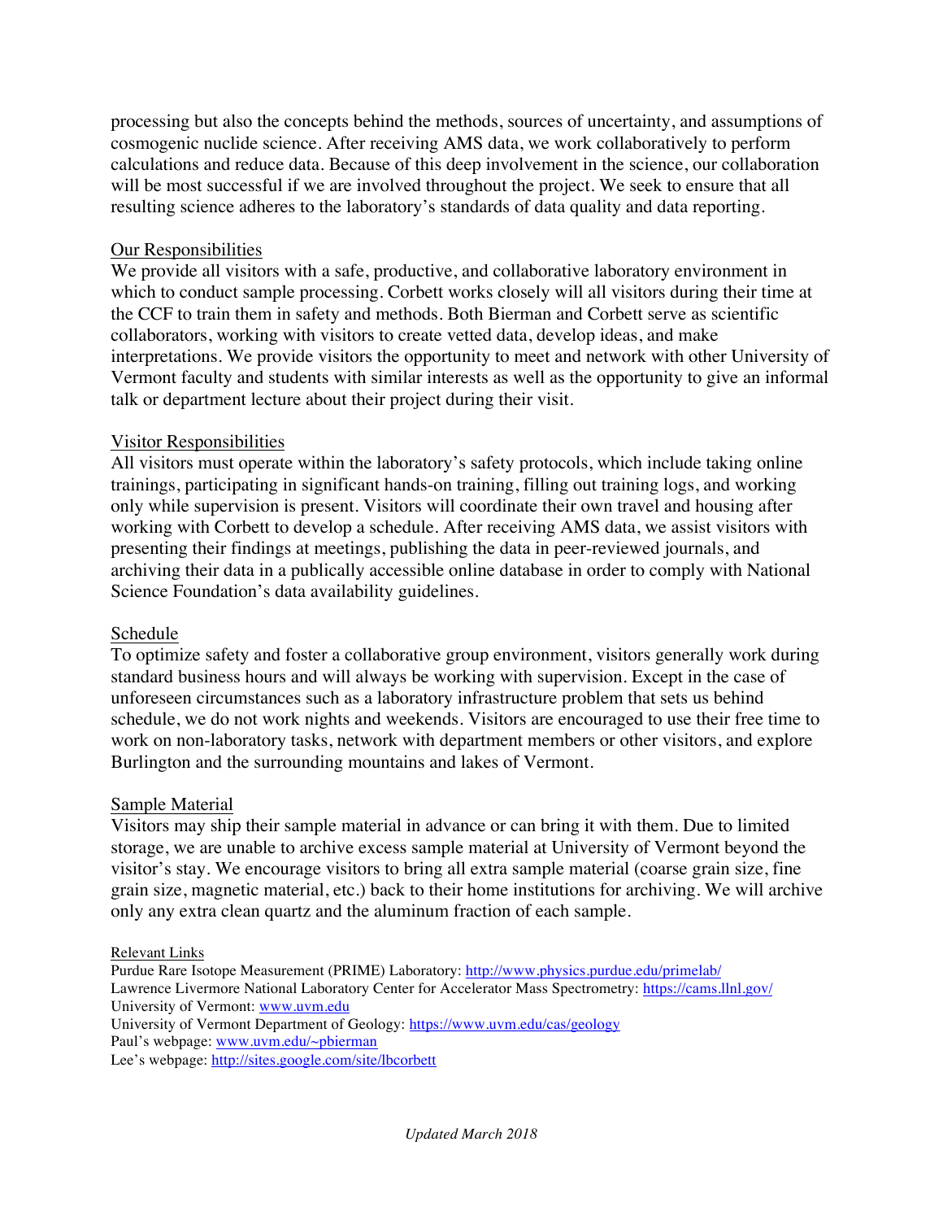processing but also the concepts behind the methods, sources of uncertainty, and assumptions of cosmogenic nuclide science. After receiving AMS data, we work collaboratively to perform calculations and reduce data. Because of this deep involvement in the science, our collaboration will be most successful if we are involved throughout the project. We seek to ensure that all resulting science adheres to the laboratory's standards of data quality and data reporting.

## Our Responsibilities

We provide all visitors with a safe, productive, and collaborative laboratory environment in which to conduct sample processing. Corbett works closely will all visitors during their time at the CCF to train them in safety and methods. Both Bierman and Corbett serve as scientific collaborators, working with visitors to create vetted data, develop ideas, and make interpretations. We provide visitors the opportunity to meet and network with other University of Vermont faculty and students with similar interests as well as the opportunity to give an informal talk or department lecture about their project during their visit.

## Visitor Responsibilities

All visitors must operate within the laboratory's safety protocols, which include taking online trainings, participating in significant hands-on training, filling out training logs, and working only while supervision is present. Visitors will coordinate their own travel and housing after working with Corbett to develop a schedule. After receiving AMS data, we assist visitors with presenting their findings at meetings, publishing the data in peer-reviewed journals, and archiving their data in a publically accessible online database in order to comply with National Science Foundation's data availability guidelines.

## Schedule

To optimize safety and foster a collaborative group environment, visitors generally work during standard business hours and will always be working with supervision. Except in the case of unforeseen circumstances such as a laboratory infrastructure problem that sets us behind schedule, we do not work nights and weekends. Visitors are encouraged to use their free time to work on non-laboratory tasks, network with department members or other visitors, and explore Burlington and the surrounding mountains and lakes of Vermont.

## Sample Material

Visitors may ship their sample material in advance or can bring it with them. Due to limited storage, we are unable to archive excess sample material at University of Vermont beyond the visitor's stay. We encourage visitors to bring all extra sample material (coarse grain size, fine grain size, magnetic material, etc.) back to their home institutions for archiving. We will archive only any extra clean quartz and the aluminum fraction of each sample.

### Relevant Links

Purdue Rare Isotope Measurement (PRIME) Laboratory: http://www.physics.purdue.edu/primelab/
Lawrence Livermore National Laboratory Center for Accelerator Mass Spectrometry: https://cams.llnl.gov/
University of Vermont: www.uvm.edu
University of Vermont Department of Geology: https://www.uvm.edu/cas/geology
Paul's webpage: www.uvm.edu/~pbierman
Lee's webpage: http://sites.google.com/site/lbcorbett

*Updated March 2018*